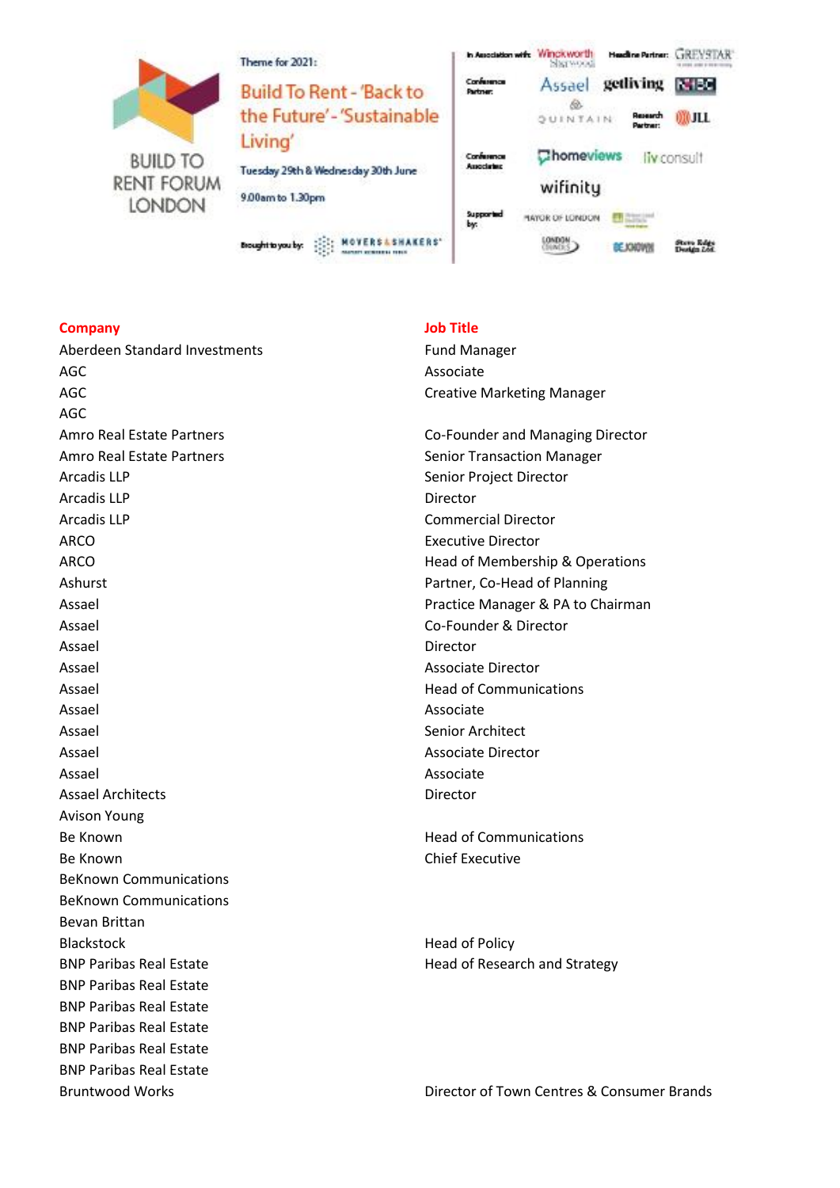BUILD TO RENT FORUM LONDON

Theme for 2021:

Build To Rent - 'Back to the Future' - 'Sustainable Living'

Tuesday 29th & Wednesday 30th June

9.00am to 1.30pm

Brought to you by: MOVERS & SHAKERS

In Association with: Winkworth Sherwood

Headline Partner: GREYSTAR

Conference Partner: Assael, getliving, NHBC, QUINTAIN

Research Partner: JLL

Conference Associates: homeviews, liv consult, wifinity

Supported by: MAYOR OF LONDON, LONDON COUNCILS, BE KNOWN, Stove Edge Design Ltd

| Company | Job Title |
|---|---|
| Aberdeen Standard Investments | Fund Manager |
| AGC | Associate |
| AGC | Creative Marketing Manager |
| AGC | |
| Amro Real Estate Partners | Co-Founder and Managing Director |
| Amro Real Estate Partners | Senior Transaction Manager |
| Arcadis LLP | Senior Project Director |
| Arcadis LLP | Director |
| Arcadis LLP | Commercial Director |
| ARCO | Executive Director |
| ARCO | Head of Membership & Operations |
| Ashurst | Partner, Co-Head of Planning |
| Assael | Practice Manager & PA to Chairman |
| Assael | Co-Founder & Director |
| Assael | Director |
| Assael | Associate Director |
| Assael | Head of Communications |
| Assael | Associate |
| Assael | Senior Architect |
| Assael | Associate Director |
| Assael | Associate |
| Assael Architects | Director |
| Avison Young | |
| Be Known | Head of Communications |
| Be Known | Chief Executive |
| BeKnown Communications | |
| BeKnown Communications | |
| Bevan Brittan | |
| Blackstock | Head of Policy |
| BNP Paribas Real Estate | Head of Research and Strategy |
| BNP Paribas Real Estate | |
| BNP Paribas Real Estate | |
| BNP Paribas Real Estate | |
| BNP Paribas Real Estate | |
| BNP Paribas Real Estate | |
| Bruntwood Works | Director of Town Centres & Consumer Brands |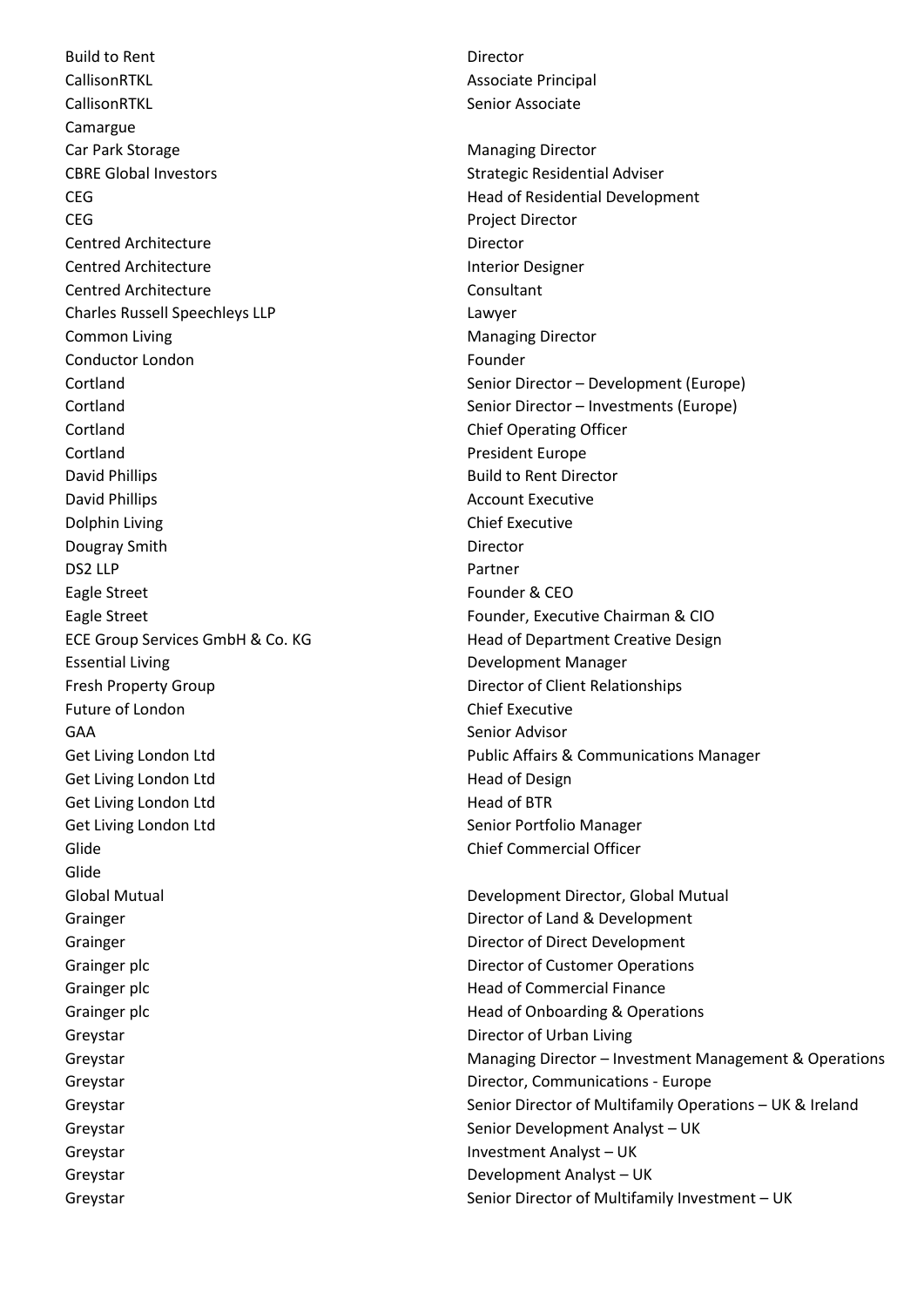| | |
|---|---|
| Build to Rent | Director |
| CallisonRTKL | Associate Principal |
| CallisonRTKL | Senior Associate |
| Camargue | |
| Car Park Storage | Managing Director |
| CBRE Global Investors | Strategic Residential Adviser |
| CEG | Head of Residential Development |
| CEG | Project Director |
| Centred Architecture | Director |
| Centred Architecture | Interior Designer |
| Centred Architecture | Consultant |
| Charles Russell Speechleys LLP | Lawyer |
| Common Living | Managing Director |
| Conductor London | Founder |
| Cortland | Senior Director – Development (Europe) |
| Cortland | Senior Director – Investments (Europe) |
| Cortland | Chief Operating Officer |
| Cortland | President Europe |
| David Phillips | Build to Rent Director |
| David Phillips | Account Executive |
| Dolphin Living | Chief Executive |
| Dougray Smith | Director |
| DS2 LLP | Partner |
| Eagle Street | Founder & CEO |
| Eagle Street | Founder, Executive Chairman & CIO |
| ECE Group Services GmbH & Co. KG | Head of Department Creative Design |
| Essential Living | Development Manager |
| Fresh Property Group | Director of Client Relationships |
| Future of London | Chief Executive |
| GAA | Senior Advisor |
| Get Living London Ltd | Public Affairs & Communications Manager |
| Get Living London Ltd | Head of Design |
| Get Living London Ltd | Head of BTR |
| Get Living London Ltd | Senior Portfolio Manager |
| Glide | Chief Commercial Officer |
| Glide | |
| Global Mutual | Development Director, Global Mutual |
| Grainger | Director of Land & Development |
| Grainger | Director of Direct Development |
| Grainger plc | Director of Customer Operations |
| Grainger plc | Head of Commercial Finance |
| Grainger plc | Head of Onboarding & Operations |
| Greystar | Director of Urban Living |
| Greystar | Managing Director – Investment Management & Operations |
| Greystar | Director, Communications - Europe |
| Greystar | Senior Director of Multifamily Operations – UK & Ireland |
| Greystar | Senior Development Analyst – UK |
| Greystar | Investment Analyst – UK |
| Greystar | Development Analyst – UK |
| Greystar | Senior Director of Multifamily Investment – UK |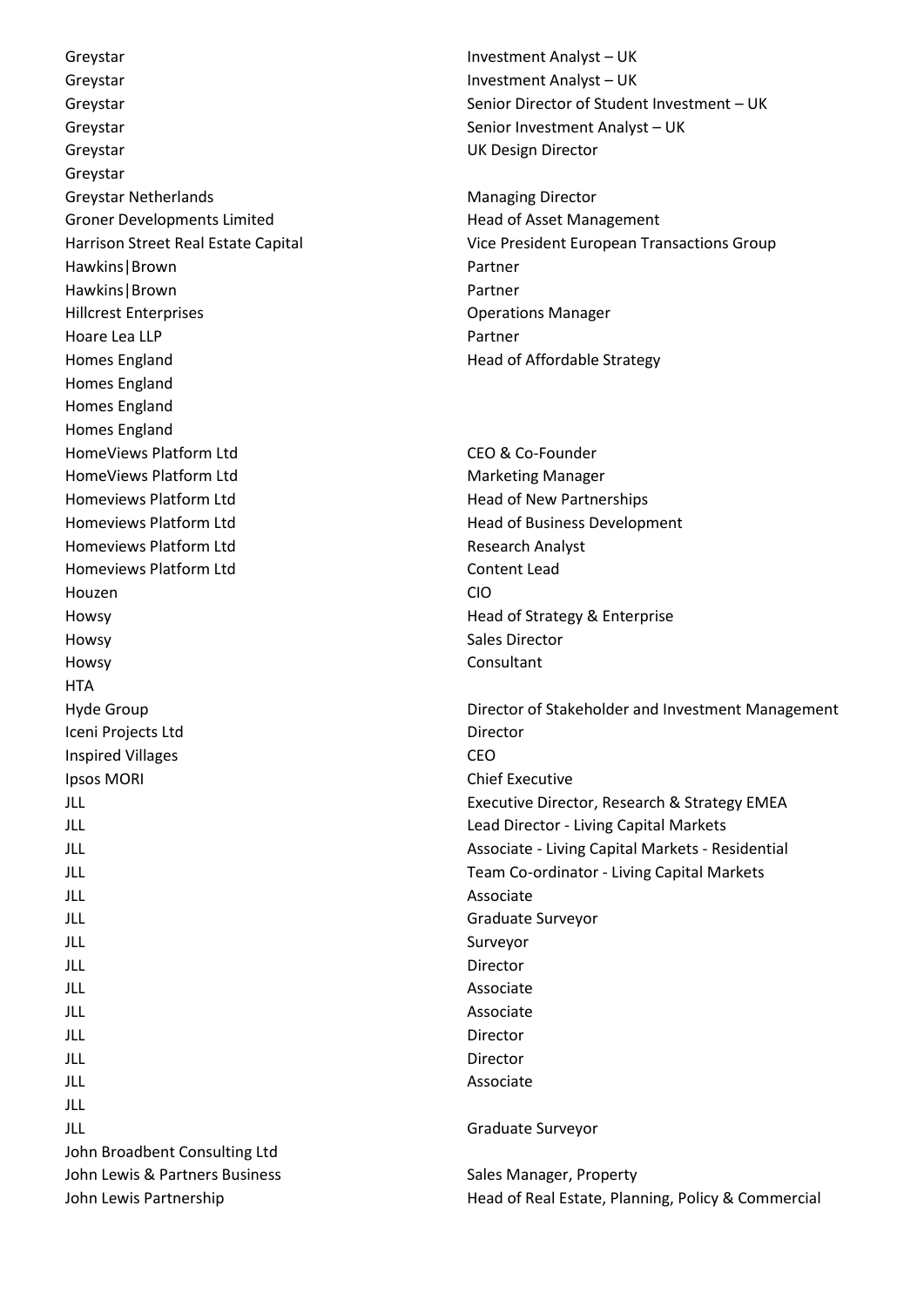| | |
|---|---|
| Greystar | Investment Analyst – UK |
| Greystar | Investment Analyst – UK |
| Greystar | Senior Director of Student Investment – UK |
| Greystar | Senior Investment Analyst – UK |
| Greystar | UK Design Director |
| Greystar | |
| Greystar Netherlands | Managing Director |
| Groner Developments Limited | Head of Asset Management |
| Harrison Street Real Estate Capital | Vice President European Transactions Group |
| Hawkins|Brown | Partner |
| Hawkins|Brown | Partner |
| Hillcrest Enterprises | Operations Manager |
| Hoare Lea LLP | Partner |
| Homes England | Head of Affordable Strategy |
| Homes England | |
| Homes England | |
| Homes England | |
| HomeViews Platform Ltd | CEO & Co-Founder |
| HomeViews Platform Ltd | Marketing Manager |
| Homeviews Platform Ltd | Head of New Partnerships |
| Homeviews Platform Ltd | Head of Business Development |
| Homeviews Platform Ltd | Research Analyst |
| Homeviews Platform Ltd | Content Lead |
| Houzen | CIO |
| Howsy | Head of Strategy & Enterprise |
| Howsy | Sales Director |
| Howsy | Consultant |
| HTA | |
| Hyde Group | Director of Stakeholder and Investment Management |
| Iceni Projects Ltd | Director |
| Inspired Villages | CEO |
| Ipsos MORI | Chief Executive |
| JLL | Executive Director, Research & Strategy EMEA |
| JLL | Lead Director - Living Capital Markets |
| JLL | Associate - Living Capital Markets - Residential |
| JLL | Team Co-ordinator - Living Capital Markets |
| JLL | Associate |
| JLL | Graduate Surveyor |
| JLL | Surveyor |
| JLL | Director |
| JLL | Associate |
| JLL | Associate |
| JLL | Director |
| JLL | Director |
| JLL | Associate |
| JLL | |
| JLL | Graduate Surveyor |
| John Broadbent Consulting Ltd | |
| John Lewis & Partners Business | Sales Manager, Property |
| John Lewis Partnership | Head of Real Estate, Planning, Policy & Commercial |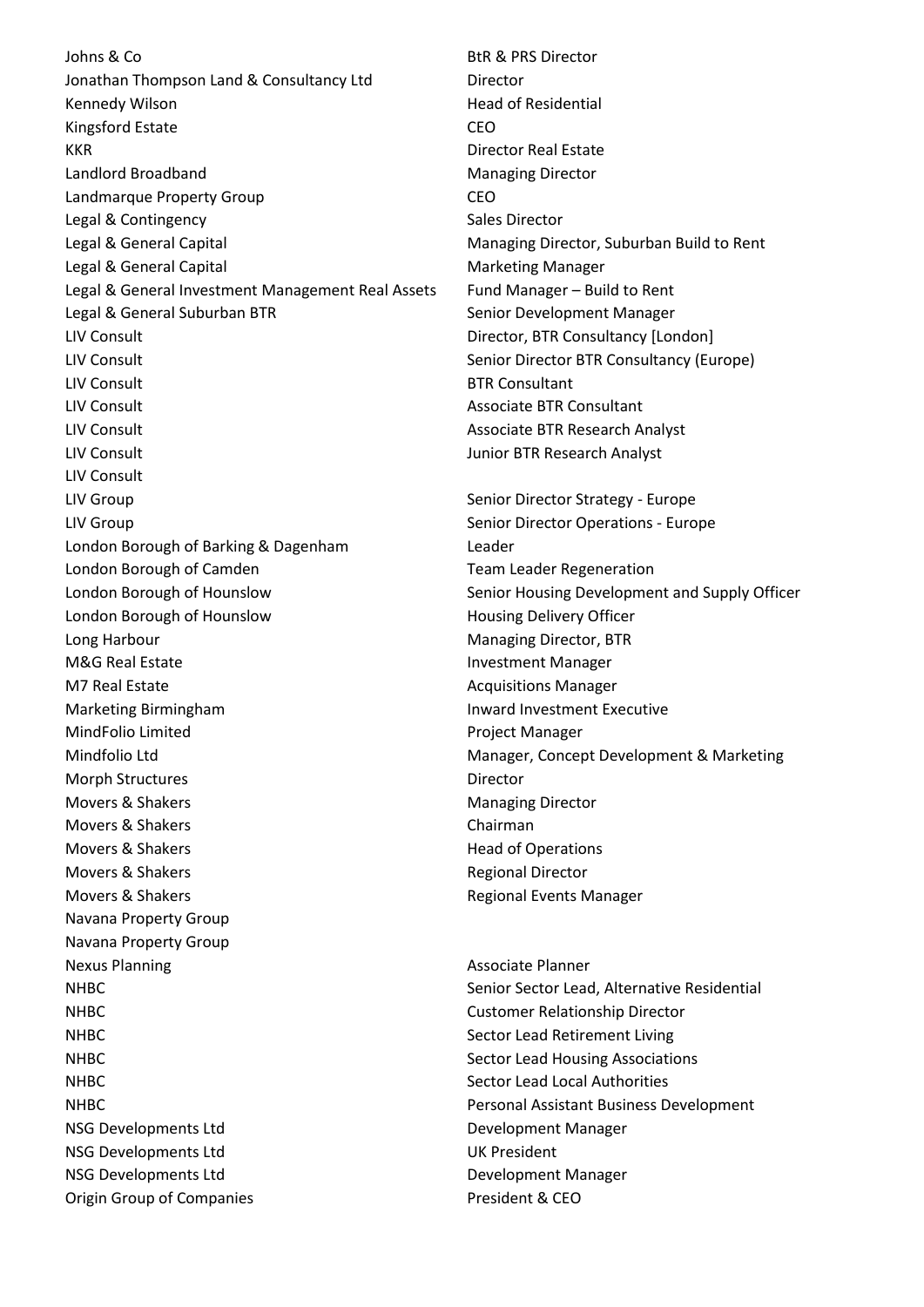| | |
|---|---|
| Johns & Co | BtR & PRS Director |
| Jonathan Thompson Land & Consultancy Ltd | Director |
| Kennedy Wilson | Head of Residential |
| Kingsford Estate | CEO |
| KKR | Director Real Estate |
| Landlord Broadband | Managing Director |
| Landmarque Property Group | CEO |
| Legal & Contingency | Sales Director |
| Legal & General Capital | Managing Director, Suburban Build to Rent |
| Legal & General Capital | Marketing Manager |
| Legal & General Investment Management Real Assets | Fund Manager – Build to Rent |
| Legal & General Suburban BTR | Senior Development Manager |
| LIV Consult | Director, BTR Consultancy [London] |
| LIV Consult | Senior Director BTR Consultancy (Europe) |
| LIV Consult | BTR Consultant |
| LIV Consult | Associate BTR Consultant |
| LIV Consult | Associate BTR Research Analyst |
| LIV Consult | Junior BTR Research Analyst |
| LIV Consult | |
| LIV Group | Senior Director Strategy - Europe |
| LIV Group | Senior Director Operations - Europe |
| London Borough of Barking & Dagenham | Leader |
| London Borough of Camden | Team Leader Regeneration |
| London Borough of Hounslow | Senior Housing Development and Supply Officer |
| London Borough of Hounslow | Housing Delivery Officer |
| Long Harbour | Managing Director, BTR |
| M&G Real Estate | Investment Manager |
| M7 Real Estate | Acquisitions Manager |
| Marketing Birmingham | Inward Investment Executive |
| MindFolio Limited | Project Manager |
| Mindfolio Ltd | Manager, Concept Development & Marketing |
| Morph Structures | Director |
| Movers & Shakers | Managing Director |
| Movers & Shakers | Chairman |
| Movers & Shakers | Head of Operations |
| Movers & Shakers | Regional Director |
| Movers & Shakers | Regional Events Manager |
| Navana Property Group | |
| Navana Property Group | |
| Nexus Planning | Associate Planner |
| NHBC | Senior Sector Lead, Alternative Residential |
| NHBC | Customer Relationship Director |
| NHBC | Sector Lead Retirement Living |
| NHBC | Sector Lead Housing Associations |
| NHBC | Sector Lead Local Authorities |
| NHBC | Personal Assistant Business Development |
| NSG Developments Ltd | Development Manager |
| NSG Developments Ltd | UK President |
| NSG Developments Ltd | Development Manager |
| Origin Group of Companies | President & CEO |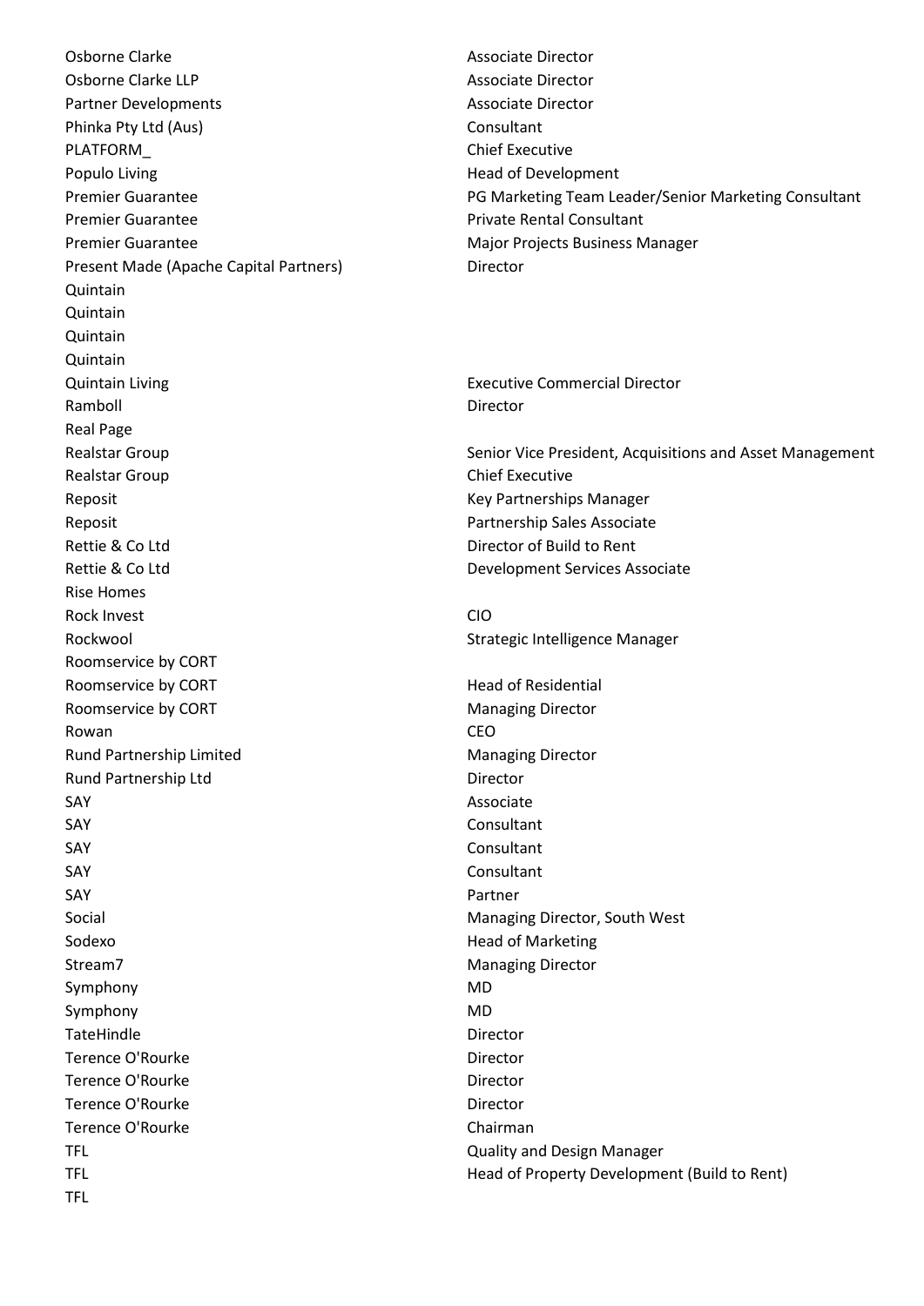| | |
|---|---|
| Osborne Clarke | Associate Director |
| Osborne Clarke LLP | Associate Director |
| Partner Developments | Associate Director |
| Phinka Pty Ltd (Aus) | Consultant |
| PLATFORM_ | Chief Executive |
| Populo Living | Head of Development |
| Premier Guarantee | PG Marketing Team Leader/Senior Marketing Consultant |
| Premier Guarantee | Private Rental Consultant |
| Premier Guarantee | Major Projects Business Manager |
| Present Made (Apache Capital Partners) | Director |
| Quintain | |
| Quintain | |
| Quintain | |
| Quintain | |
| Quintain Living | Executive Commercial Director |
| Ramboll | Director |
| Real Page | |
| Realstar Group | Senior Vice President, Acquisitions and Asset Management |
| Realstar Group | Chief Executive |
| Reposit | Key Partnerships Manager |
| Reposit | Partnership Sales Associate |
| Rettie & Co Ltd | Director of Build to Rent |
| Rettie & Co Ltd | Development Services Associate |
| Rise Homes | |
| Rock Invest | CIO |
| Rockwool | Strategic Intelligence Manager |
| Roomservice by CORT | |
| Roomservice by CORT | Head of Residential |
| Roomservice by CORT | Managing Director |
| Rowan | CEO |
| Rund Partnership Limited | Managing Director |
| Rund Partnership Ltd | Director |
| SAY | Associate |
| SAY | Consultant |
| SAY | Consultant |
| SAY | Consultant |
| SAY | Partner |
| Social | Managing Director, South West |
| Sodexo | Head of Marketing |
| Stream7 | Managing Director |
| Symphony | MD |
| Symphony | MD |
| TateHindle | Director |
| Terence O'Rourke | Director |
| Terence O'Rourke | Director |
| Terence O'Rourke | Director |
| Terence O'Rourke | Chairman |
| TFL | Quality and Design Manager |
| TFL | Head of Property Development (Build to Rent) |
| TFL | |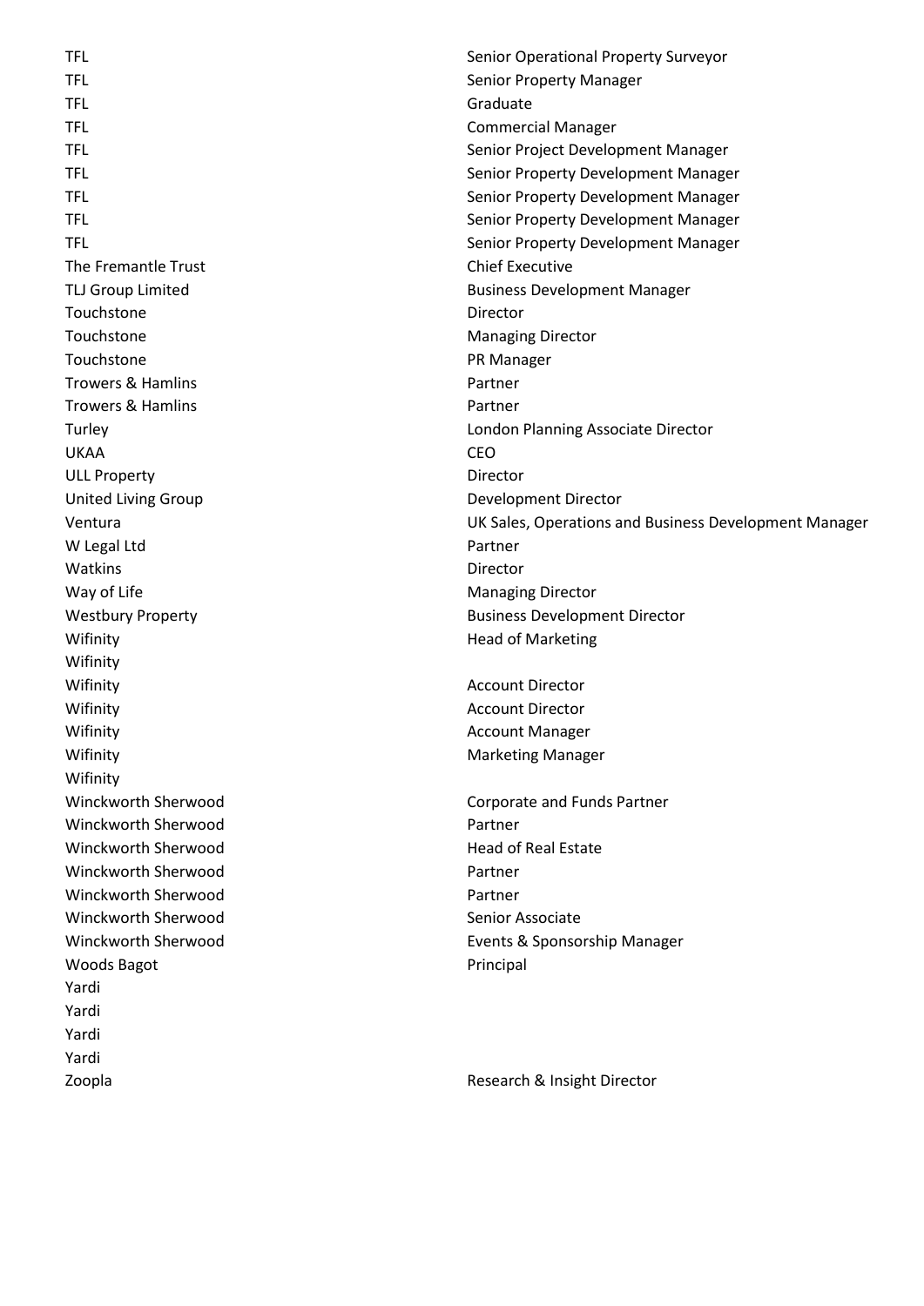| | |
|---|---|
| TFL | Senior Operational Property Surveyor |
| TFL | Senior Property Manager |
| TFL | Graduate |
| TFL | Commercial Manager |
| TFL | Senior Project Development Manager |
| TFL | Senior Property Development Manager |
| TFL | Senior Property Development Manager |
| TFL | Senior Property Development Manager |
| TFL | Senior Property Development Manager |
| The Fremantle Trust | Chief Executive |
| TLJ Group Limited | Business Development Manager |
| Touchstone | Director |
| Touchstone | Managing Director |
| Touchstone | PR Manager |
| Trowers & Hamlins | Partner |
| Trowers & Hamlins | Partner |
| Turley | London Planning Associate Director |
| UKAA | CEO |
| ULL Property | Director |
| United Living Group | Development Director |
| Ventura | UK Sales, Operations and Business Development Manager |
| W Legal Ltd | Partner |
| Watkins | Director |
| Way of Life | Managing Director |
| Westbury Property | Business Development Director |
| Wifinity | Head of Marketing |
| Wifinity | |
| Wifinity | Account Director |
| Wifinity | Account Director |
| Wifinity | Account Manager |
| Wifinity | Marketing Manager |
| Wifinity | |
| Winckworth Sherwood | Corporate and Funds Partner |
| Winckworth Sherwood | Partner |
| Winckworth Sherwood | Head of Real Estate |
| Winckworth Sherwood | Partner |
| Winckworth Sherwood | Partner |
| Winckworth Sherwood | Senior Associate |
| Winckworth Sherwood | Events & Sponsorship Manager |
| Woods Bagot | Principal |
| Yardi | |
| Yardi | |
| Yardi | |
| Yardi | |
| Zoopla | Research & Insight Director |